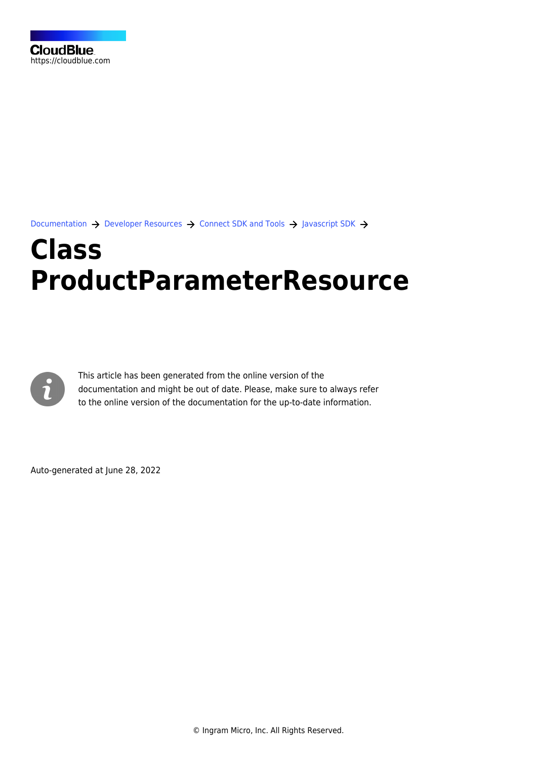CloudBlue
https://cloudblue.com

Documentation → Developer Resources → Connect SDK and Tools → Javascript SDK →

# Class ProductParameterResource

This article has been generated from the online version of the documentation and might be out of date. Please, make sure to always refer to the online version of the documentation for the up-to-date information.

Auto-generated at June 28, 2022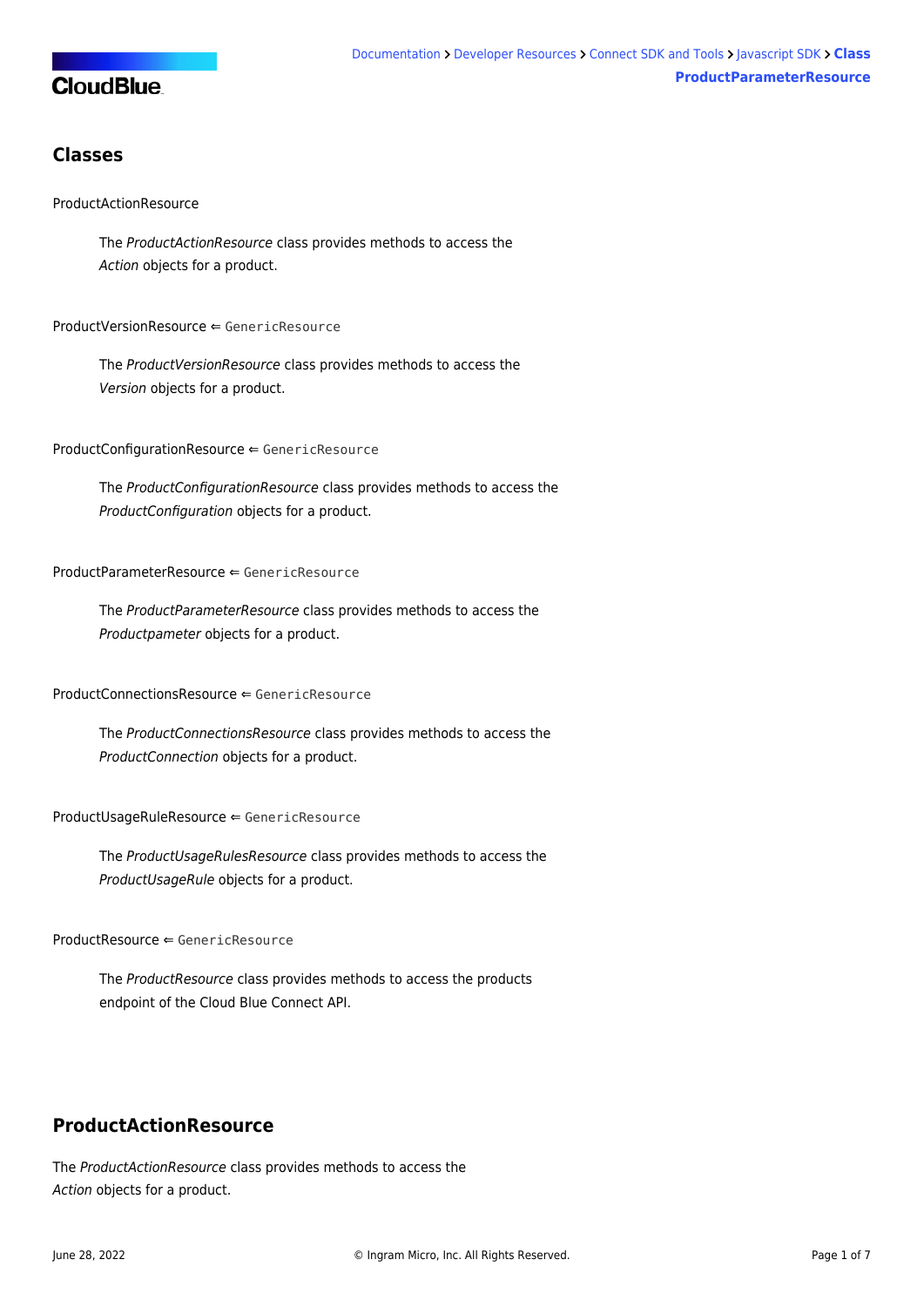## Classes

ProductActionResource

> The *ProductActionResource* class provides methods to access the *Action* objects for a product.

ProductVersionResource ⇐ `GenericResource`

> The *ProductVersionResource* class provides methods to access the *Version* objects for a product.

ProductConfigurationResource ⇐ `GenericResource`

> The *ProductConfigurationResource* class provides methods to access the *ProductConfiguration* objects for a product.

ProductParameterResource ⇐ `GenericResource`

> The *ProductParameterResource* class provides methods to access the *Productpameter* objects for a product.

ProductConnectionsResource ⇐ `GenericResource`

> The *ProductConnectionsResource* class provides methods to access the *ProductConnection* objects for a product.

ProductUsageRuleResource ⇐ `GenericResource`

> The *ProductUsageRulesResource* class provides methods to access the *ProductUsageRule* objects for a product.

ProductResource ⇐ `GenericResource`

> The *ProductResource* class provides methods to access the products endpoint of the Cloud Blue Connect API.

## ProductActionResource

The *ProductActionResource* class provides methods to access the *Action* objects for a product.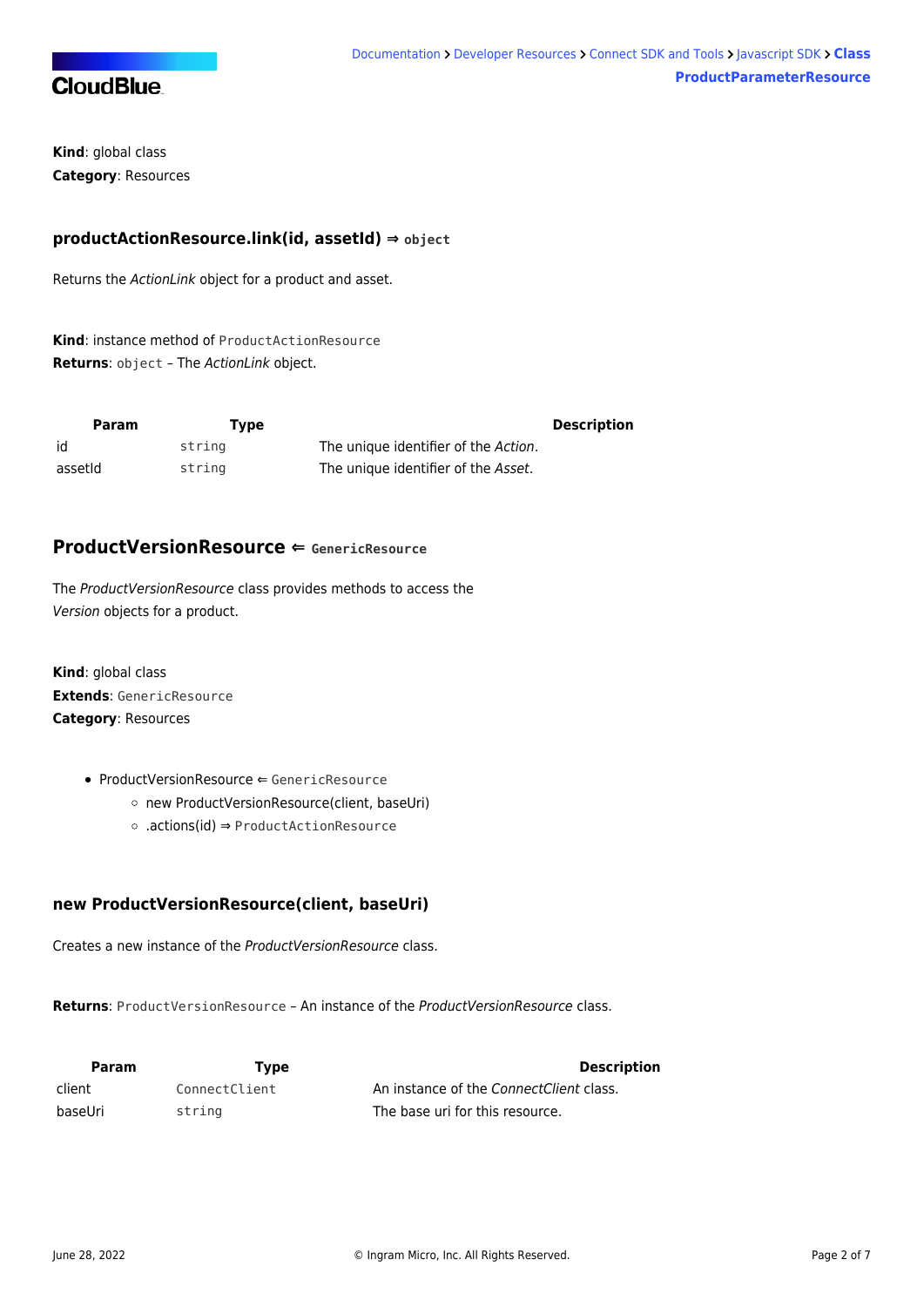**Kind**: global class
**Category**: Resources

### productActionResource.link(id, assetId) ⇒ `object`

Returns the *ActionLink* object for a product and asset.

**Kind**: instance method of `ProductActionResource`
**Returns**: `object` – The *ActionLink* object.

| Param | Type | Description |
|---|---|---|
| id | `string` | The unique identifier of the *Action*. |
| assetId | `string` | The unique identifier of the *Asset*. |

## ProductVersionResource ⇐ `GenericResource`

The *ProductVersionResource* class provides methods to access the *Version* objects for a product.

**Kind**: global class
**Extends**: `GenericResource`
**Category**: Resources

- ProductVersionResource ⇐ `GenericResource`
    - new ProductVersionResource(client, baseUri)
    - .actions(id) ⇒ `ProductActionResource`

### new ProductVersionResource(client, baseUri)

Creates a new instance of the *ProductVersionResource* class.

**Returns**: `ProductVersionResource` – An instance of the *ProductVersionResource* class.

| Param | Type | Description |
|---|---|---|
| client | `ConnectClient` | An instance of the *ConnectClient* class. |
| baseUri | `string` | The base uri for this resource. |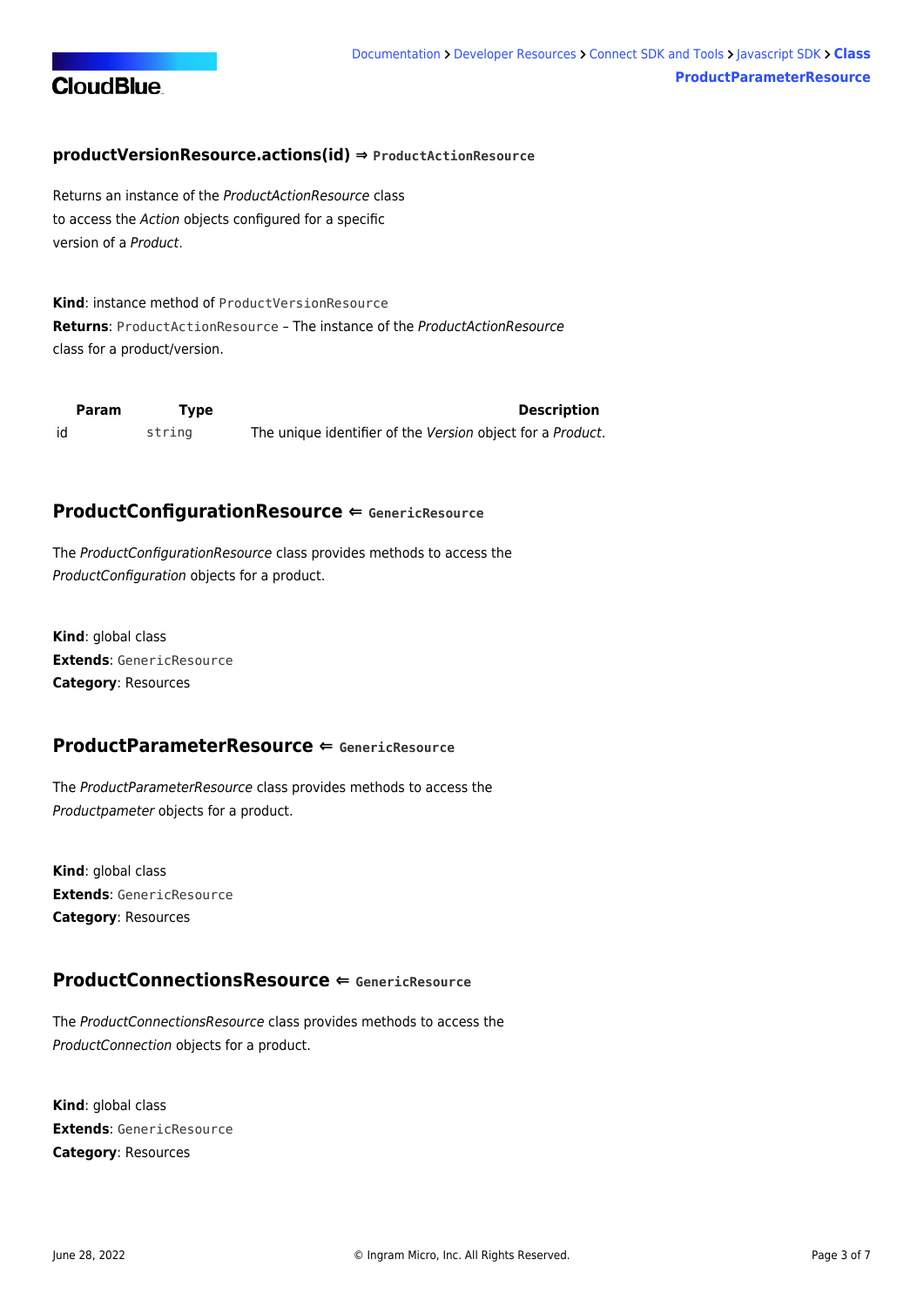### productVersionResource.actions(id) ⇒ `ProductActionResource`

Returns an instance of the *ProductActionResource* class to access the *Action* objects configured for a specific version of a *Product*.

**Kind**: instance method of `ProductVersionResource`
**Returns**: `ProductActionResource` – The instance of the *ProductActionResource* class for a product/version.

| Param | Type | Description |
| --- | --- | --- |
| id | `string` | The unique identifier of the *Version* object for a *Product*. |

## ProductConfigurationResource ⇐ `GenericResource`

The *ProductConfigurationResource* class provides methods to access the *ProductConfiguration* objects for a product.

**Kind**: global class
**Extends**: `GenericResource`
**Category**: Resources

## ProductParameterResource ⇐ `GenericResource`

The *ProductParameterResource* class provides methods to access the *Productpameter* objects for a product.

**Kind**: global class
**Extends**: `GenericResource`
**Category**: Resources

## ProductConnectionsResource ⇐ `GenericResource`

The *ProductConnectionsResource* class provides methods to access the *ProductConnection* objects for a product.

**Kind**: global class
**Extends**: `GenericResource`
**Category**: Resources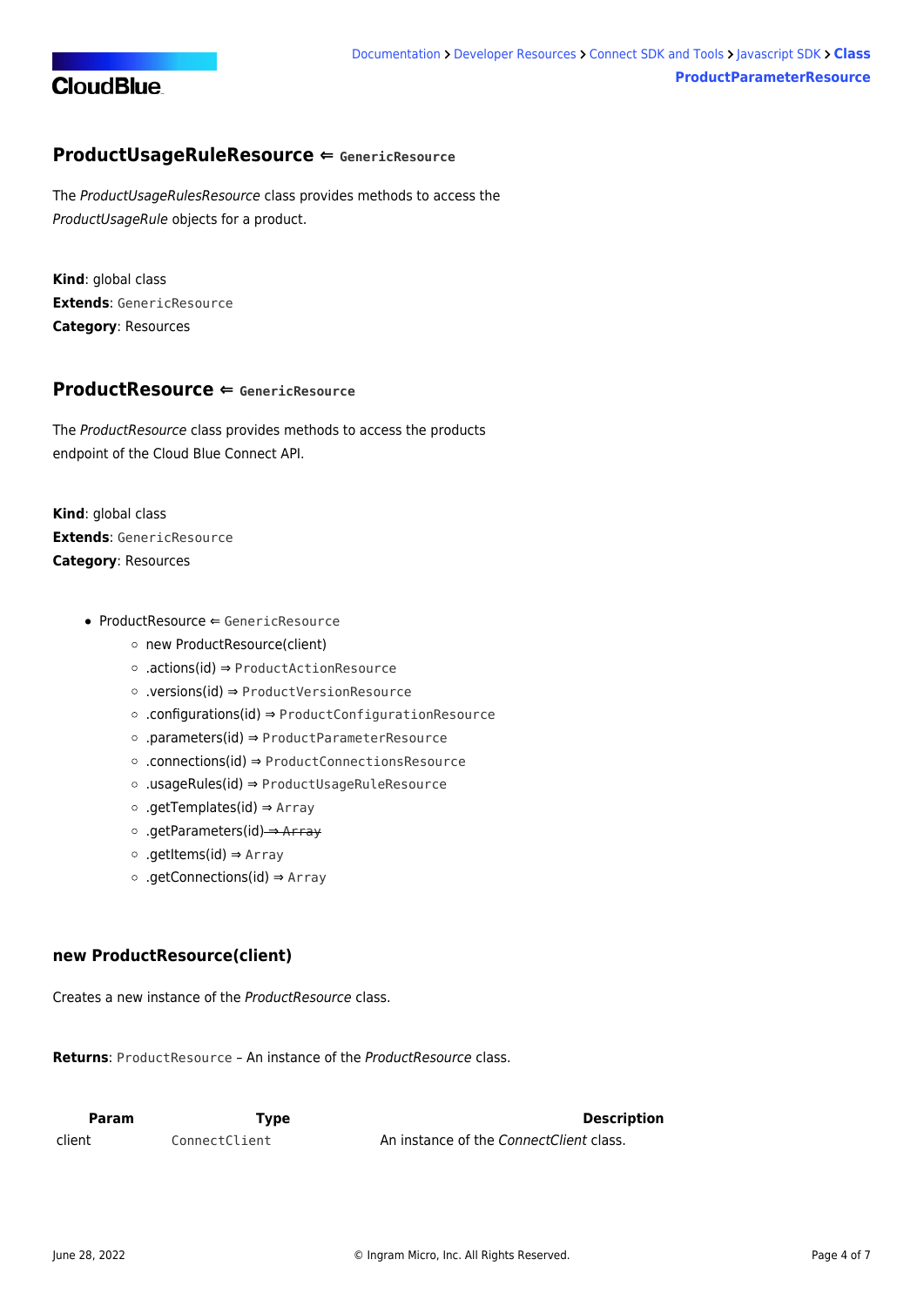## ProductUsageRuleResource ⇐ `GenericResource`

The *ProductUsageRulesResource* class provides methods to access the *ProductUsageRule* objects for a product.

**Kind**: global class
**Extends**: `GenericResource`
**Category**: Resources

## ProductResource ⇐ `GenericResource`

The *ProductResource* class provides methods to access the products endpoint of the Cloud Blue Connect API.

**Kind**: global class
**Extends**: `GenericResource`
**Category**: Resources

- ProductResource ⇐ `GenericResource`
    - new ProductResource(client)
    - .actions(id) ⇒ `ProductActionResource`
    - .versions(id) ⇒ `ProductVersionResource`
    - .configurations(id) ⇒ `ProductConfigurationResource`
    - .parameters(id) ⇒ `ProductParameterResource`
    - .connections(id) ⇒ `ProductConnectionsResource`
    - .usageRules(id) ⇒ `ProductUsageRuleResource`
    - .getTemplates(id) ⇒ `Array`
    - .getParameters(id) ~~⇒ `Array`~~
    - .getItems(id) ⇒ `Array`
    - .getConnections(id) ⇒ `Array`

### new ProductResource(client)

Creates a new instance of the *ProductResource* class.

**Returns**: `ProductResource` – An instance of the *ProductResource* class.

| Param | Type | Description |
|---|---|---|
| client | `ConnectClient` | An instance of the *ConnectClient* class. |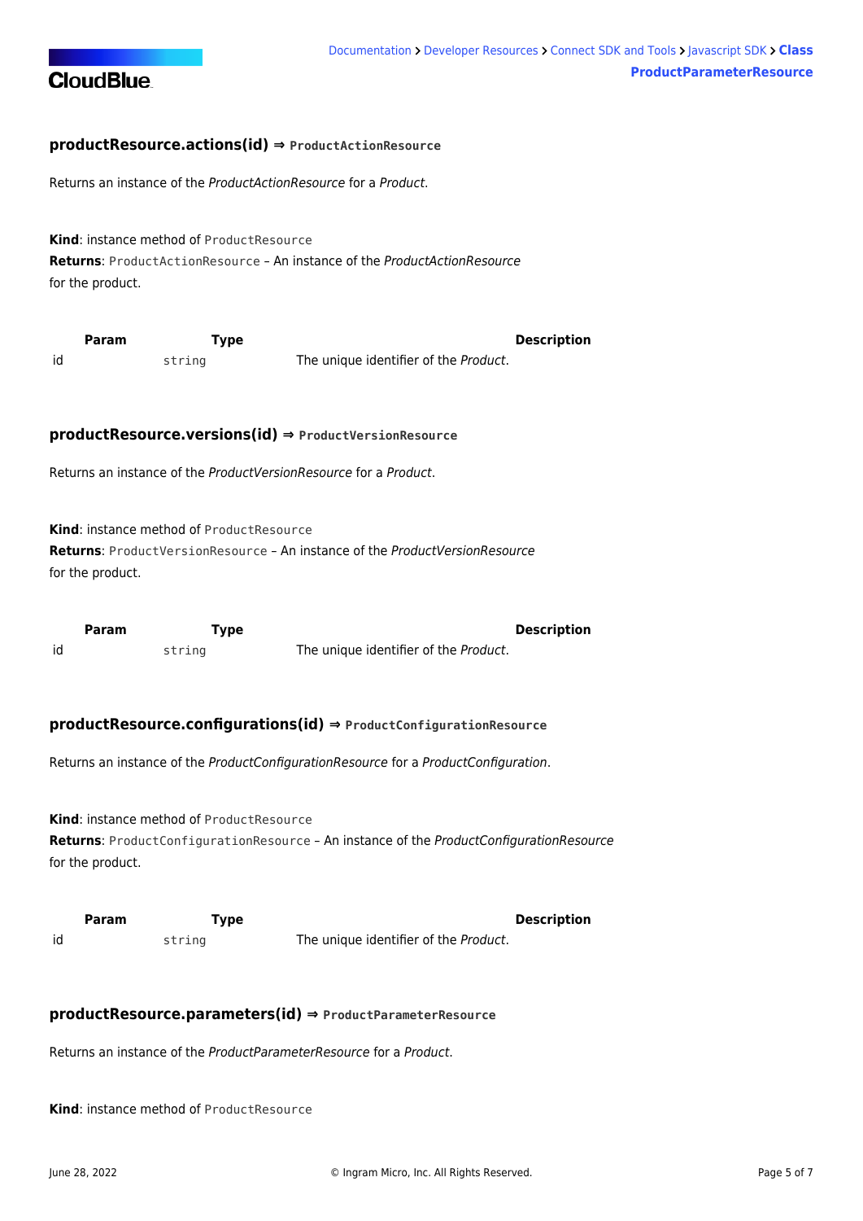#### productResource.actions(id) ⇒ `ProductActionResource`

Returns an instance of the *ProductActionResource* for a *Product*.

**Kind**: instance method of `ProductResource`
**Returns**: `ProductActionResource` – An instance of the *ProductActionResource* for the product.

| Param | Type | Description |
| --- | --- | --- |
| id | `string` | The unique identifier of the *Product*. |

#### productResource.versions(id) ⇒ `ProductVersionResource`

Returns an instance of the *ProductVersionResource* for a *Product*.

**Kind**: instance method of `ProductResource`
**Returns**: `ProductVersionResource` – An instance of the *ProductVersionResource* for the product.

| Param | Type | Description |
| --- | --- | --- |
| id | `string` | The unique identifier of the *Product*. |

#### productResource.configurations(id) ⇒ `ProductConfigurationResource`

Returns an instance of the *ProductConfigurationResource* for a *ProductConfiguration*.

**Kind**: instance method of `ProductResource`
**Returns**: `ProductConfigurationResource` – An instance of the *ProductConfigurationResource* for the product.

| Param | Type | Description |
| --- | --- | --- |
| id | `string` | The unique identifier of the *Product*. |

#### productResource.parameters(id) ⇒ `ProductParameterResource`

Returns an instance of the *ProductParameterResource* for a *Product*.

**Kind**: instance method of `ProductResource`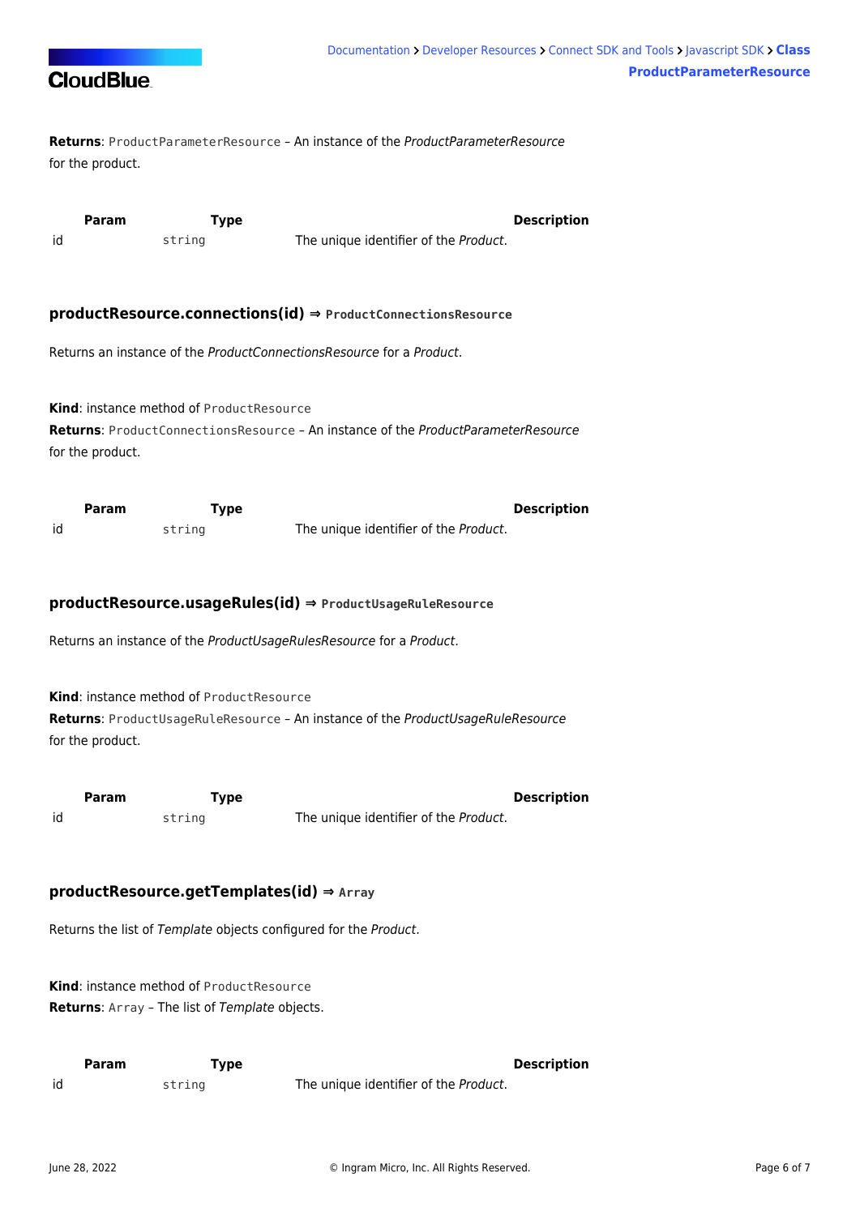**Returns**: `ProductParameterResource` – An instance of the *ProductParameterResource* for the product.

| Param | Type | Description |
| --- | --- | --- |
| id | `string` | The unique identifier of the *Product*. |

### productResource.connections(id) ⇒ `ProductConnectionsResource`

Returns an instance of the *ProductConnectionsResource* for a *Product*.

**Kind**: instance method of `ProductResource`
**Returns**: `ProductConnectionsResource` – An instance of the *ProductParameterResource* for the product.

| Param | Type | Description |
| --- | --- | --- |
| id | `string` | The unique identifier of the *Product*. |

### productResource.usageRules(id) ⇒ `ProductUsageRuleResource`

Returns an instance of the *ProductUsageRulesResource* for a *Product*.

**Kind**: instance method of `ProductResource`
**Returns**: `ProductUsageRuleResource` – An instance of the *ProductUsageRuleResource* for the product.

| Param | Type | Description |
| --- | --- | --- |
| id | `string` | The unique identifier of the *Product*. |

### productResource.getTemplates(id) ⇒ `Array`

Returns the list of *Template* objects configured for the *Product*.

**Kind**: instance method of `ProductResource`
**Returns**: `Array` – The list of *Template* objects.

| Param | Type | Description |
| --- | --- | --- |
| id | `string` | The unique identifier of the *Product*. |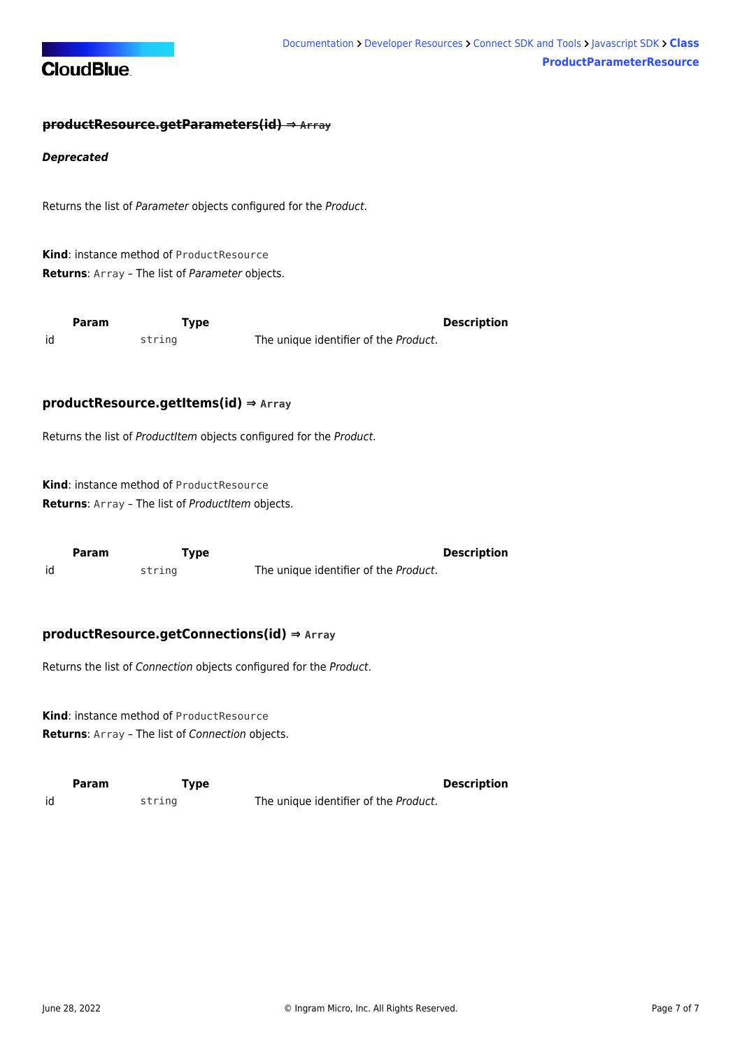### ~~productResource.getParameters(id) ⇒ `Array`~~

***Deprecated***

Returns the list of *Parameter* objects configured for the *Product*.

**Kind**: instance method of `ProductResource`
**Returns**: `Array` – The list of *Parameter* objects.

| Param | Type | Description |
|---|---|---|
| id | `string` | The unique identifier of the *Product*. |

### productResource.getItems(id) ⇒ `Array`

Returns the list of *ProductItem* objects configured for the *Product*.

**Kind**: instance method of `ProductResource`
**Returns**: `Array` – The list of *ProductItem* objects.

| Param | Type | Description |
|---|---|---|
| id | `string` | The unique identifier of the *Product*. |

### productResource.getConnections(id) ⇒ `Array`

Returns the list of *Connection* objects configured for the *Product*.

**Kind**: instance method of `ProductResource`
**Returns**: `Array` – The list of *Connection* objects.

| Param | Type | Description |
|---|---|---|
| id | `string` | The unique identifier of the *Product*. |